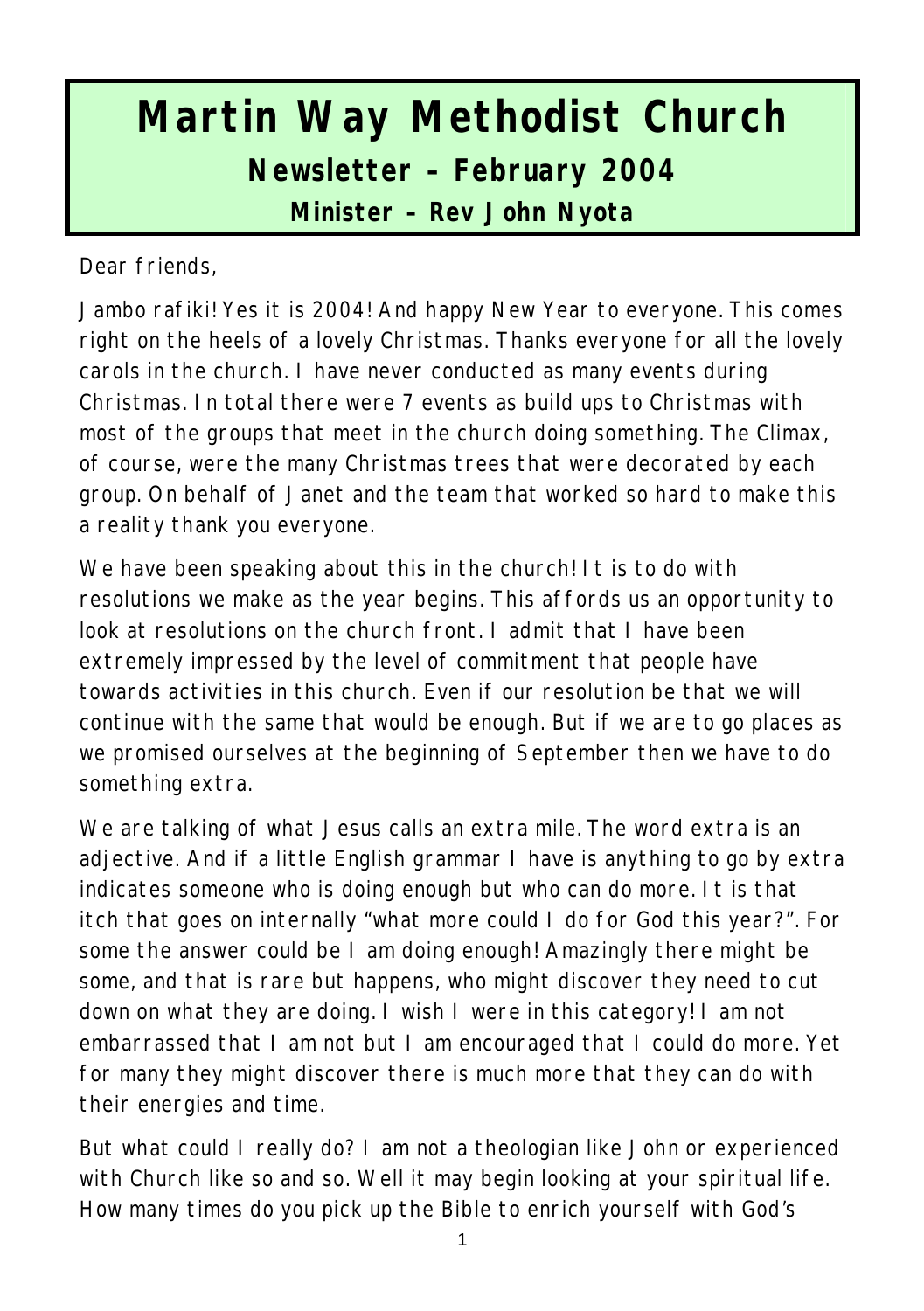# Martin Way Methodist Church

## Newsletter – February 2004

### Minister – Rev John Nyota

Dear friends,

Jambo rafiki! Yes it is 2004! And happy New Year to everyone. This comes right on the heels of a lovely Christmas. Thanks everyone for all the lovely carols in the church. I have never conducted as many events during Christmas. In total there were 7 events as build ups to Christmas with most of the groups that meet in the church doing something. The Climax, of course, were the many Christmas trees that were decorated by each group. On behalf of Janet and the team that worked so hard to make this a reality thank you everyone.

We have been speaking about this in the church! It is to do with resolutions we make as the year begins. This affords us an opportunity to look at resolutions on the church front. I admit that I have been extremely impressed by the level of commitment that people have towards activities in this church. Even if our resolution be that we will continue with the same that would be enough. But if we are to go places as we promised ourselves at the beginning of September then we have to do something extra.

We are talking of what Jesus calls an extra mile. The word extra is an adjective. And if a little English grammar I have is anything to go by extra indicates someone who is doing enough but who can do more. It is that itch that goes on internally "what more could I do for God this year?". For some the answer could be I am doing enough! Amazingly there might be some, and that is rare but happens, who might discover they need to cut down on what they are doing. I wish I were in this category! I am not embarrassed that I am not but I am encouraged that I could do more. Yet for many they might discover there is much more that they can do with their energies and time.

But what could I really do? I am not a theologian like John or experienced with Church like so and so. Well it may begin looking at your spiritual life. How many times do you pick up the Bible to enrich yourself with God's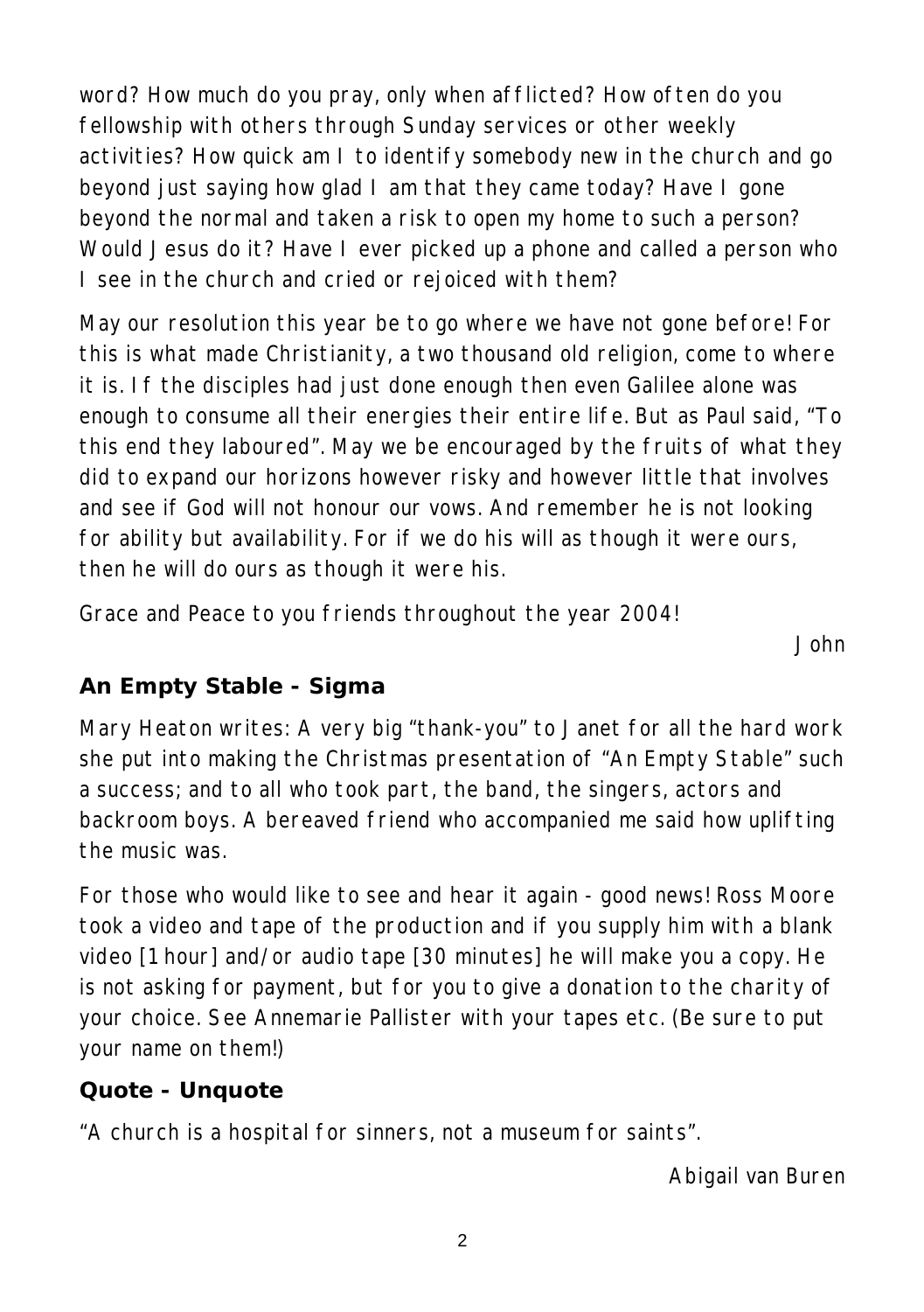word? How much do you pray, only when afflicted? How often do you fellowship with others through Sunday services or other weekly activities? How quick am I to identify somebody new in the church and go beyond just saying how glad I am that they came today? Have I gone beyond the normal and taken a risk to open my home to such a person? Would Jesus do it? Have I ever picked up a phone and called a person who I see in the church and cried or rejoiced with them?

May our resolution this year be to go where we have not gone before! For this is what made Christianity, a two thousand old religion, come to where it is. If the disciples had just done enough then even Galilee alone was enough to consume all their energies their entire life. But as Paul said, "To this end they laboured". May we be encouraged by the fruits of what they did to expand our horizons however risky and however little that involves and see if God will not honour our vows. And remember he is not looking for ability but availability. For if we do his will as though it were ours, then he will do ours as though it were his.

Grace and Peace to you friends throughout the year 2004!

John

## An Empty Stable - Sigma

Mary Heaton writes: A very big "thank-you" to Janet for all the hard work she put into making the Christmas presentation of "An Empty Stable" such a success; and to all who took part, the band, the singers, actors and backroom boys. A bereaved friend who accompanied me said how uplifting the music was.

For those who would like to see and hear it again - good news! Ross Moore took a video and tape of the production and if you supply him with a blank video [1 hour] and/or audio tape [30 minutes] he will make you a copy. He is not asking for payment, but for you to give a donation to the charity of your choice. See Annemarie Pallister with your tapes etc. (Be sure to put your name on them!)

## Quote - Unquote

"A church is a hospital for sinners, not a museum for saints".

Abigail van Buren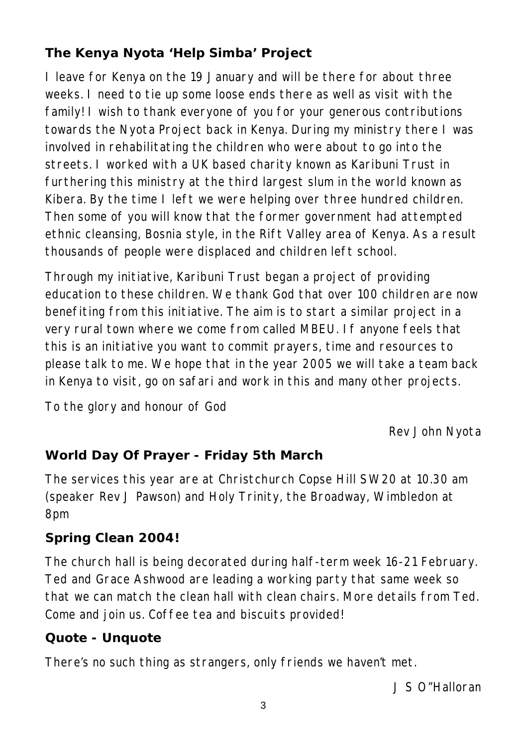## The Kenya Nyota 'Help Simba' Project

I leave for Kenya on the 19 January and will be there for about three weeks. I need to tie up some loose ends there as well as visit with the family! I wish to thank everyone of you for your generous contributions towards the Nyota Project back in Kenya. During my ministry there I was involved in rehabilitating the children who were about to go into the streets. I worked with a UK based charity known as Karibuni Trust in furthering this ministry at the third largest slum in the world known as Kibera. By the time I left we were helping over three hundred children. Then some of you will know that the former government had attempted ethnic cleansing, Bosnia style, in the Rift Valley area of Kenya. As a result thousands of people were displaced and children left school.

Through my initiative, Karibuni Trust began a project of providing education to these children. We thank God that over 100 children are now benefiting from this initiative. The aim is to start a similar project in a very rural town where we come from called MBEU. If anyone feels that this is an initiative you want to commit prayers, time and resources to please talk to me. We hope that in the year 2005 we will take a team back in Kenya to visit, go on safari and work in this and many other projects.

To the glory and honour of God

Rev John Nyota

## World Day Of Prayer - Friday 5th March

The services this year are at Christchurch Copse Hill SW20 at 10.30 am (speaker Rev J Pawson) and Holy Trinity, the Broadway, Wimbledon at 8pm

## Spring Clean 2004!

The church hall is being decorated during half-term week 16-21 February. Ted and Grace Ashwood are leading a working party that same week so that we can match the clean hall with clean chairs. More details from Ted. Come and join us. Coffee tea and biscuits provided!

## Quote - Unquote

There's no such thing as strangers, only friends we haven't met.

J S O"Halloran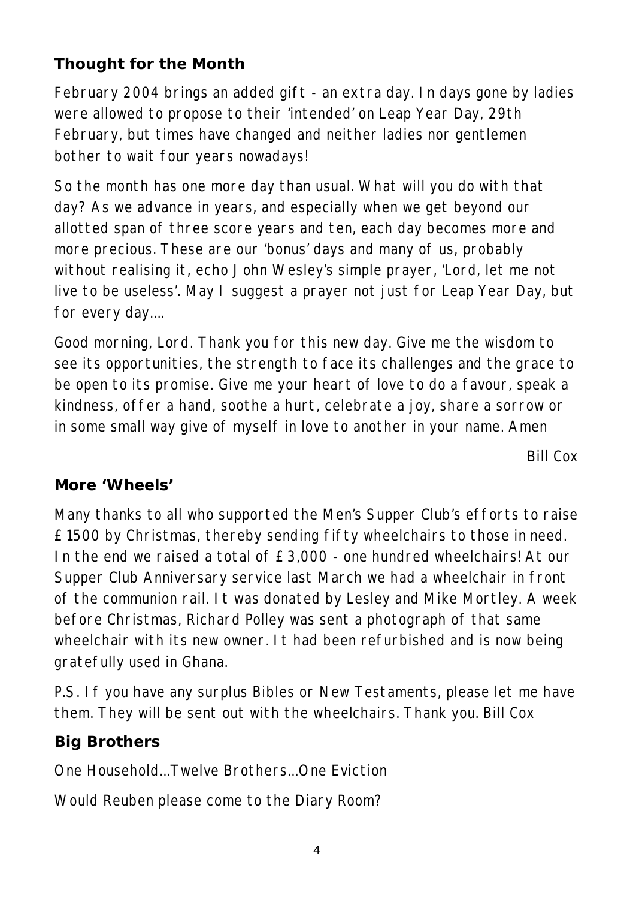## Thought for the Month

February 2004 brings an added gift - an extra day. In days gone by ladies were allowed to propose to their 'intended' on Leap Year Day, 29th February, but times have changed and neither ladies nor gentlemen bother to wait four years nowadays!

So the month has one more day than usual. What will you do with that day? As we advance in years, and especially when we get beyond our allotted span of three score years and ten, each day becomes more and more precious. These are our 'bonus' days and many of us, probably without realising it, echo John Wesley's simple prayer, 'Lord, let me not live to be useless'. May I suggest a prayer not just for Leap Year Day, but for every day....

Good morning, Lord. Thank you for this new day. Give me the wisdom to see its opportunities, the strength to face its challenges and the grace to be open to its promise. Give me your heart of love to do a favour, speak a kindness, offer a hand, soothe a hurt, celebrate a joy, share a sorrow or in some small way give of myself in love to another in your name. Amen

*Bill Cox*

## More 'Wheels'

Many thanks to all who supported the Men's Supper Club's efforts to raise £1500 by Christmas, thereby sending fifty wheelchairs to those in need. In the end we raised a total of £3,000 - one hundred wheelchairs! At our Supper Club Anniversary service last March we had a wheelchair in front of the communion rail. It was donated by Lesley and Mike Mortley. A week before Christmas, Richard Polley was sent a photograph of that same wheelchair with its new owner. It had been refurbished and is now being gratefully used in Ghana.

P.S. If you have any surplus Bibles or New Testaments, please let me have them. They will be sent out with the wheelchairs. Thank you. Bill Cox

## Big Brothers

One Household...Twelve Brothers...One Eviction

Would Reuben please come to the Diary Room?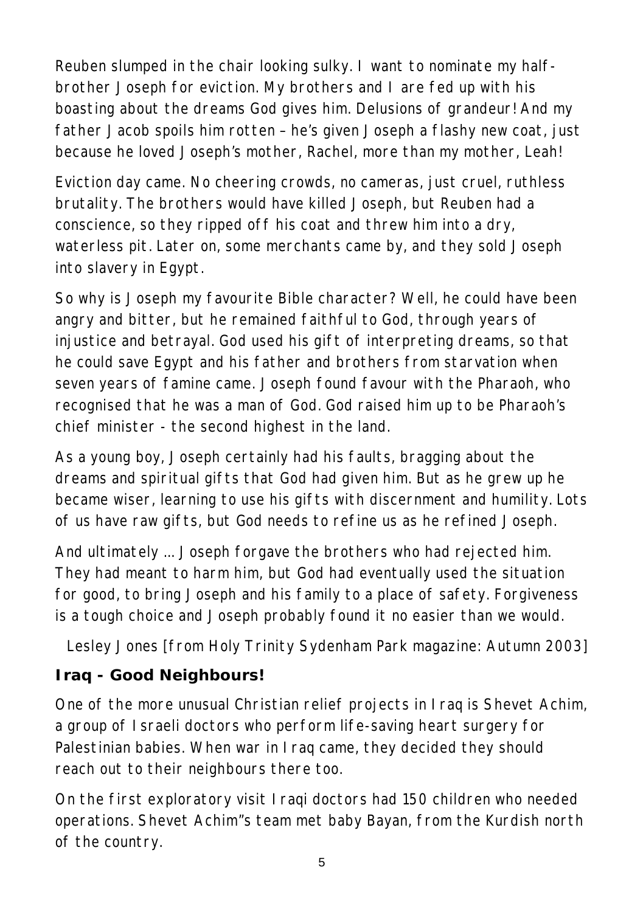Reuben slumped in the chair looking sulky. I want to nominate my half-brother Joseph for eviction. My brothers and I are fed up with his boasting about the dreams God gives him. Delusions of grandeur! And my father Jacob spoils him rotten – he's given Joseph a flashy new coat, just because he loved Joseph's mother, Rachel, more than my mother, Leah!

Eviction day came. No cheering crowds, no cameras, just cruel, ruthless brutality. The brothers would have killed Joseph, but Reuben had a conscience, so they ripped off his coat and threw him into a dry, waterless pit. Later on, some merchants came by, and they sold Joseph into slavery in Egypt.

So why is Joseph my favourite Bible character? Well, he could have been angry and bitter, but he remained faithful to God, through years of injustice and betrayal. God used his gift of interpreting dreams, so that he could save Egypt and his father and brothers from starvation when seven years of famine came. Joseph found favour with the Pharaoh, who recognised that he was a man of God. God raised him up to be Pharaoh's chief minister - the second highest in the land.

As a young boy, Joseph certainly had his faults, bragging about the dreams and spiritual gifts that God had given him. But as he grew up he became wiser, learning to use his gifts with discernment and humility. Lots of us have raw gifts, but God needs to refine us as he refined Joseph.

And ultimately … Joseph forgave the brothers who had rejected him. They had meant to harm him, but God had eventually used the situation for good, to bring Joseph and his family to a place of safety. Forgiveness is a tough choice and Joseph probably found it no easier than we would.

Lesley Jones [from Holy Trinity Sydenham Park magazine: Autumn 2003]

**Iraq - Good Neighbours!**

One of the more unusual Christian relief projects in Iraq is Shevet Achim, a group of Israeli doctors who perform life-saving heart surgery for Palestinian babies. When war in Iraq came, they decided they should reach out to their neighbours there too.

On the first exploratory visit Iraqi doctors had 150 children who needed operations. Shevet Achim"s team met baby Bayan, from the Kurdish north of the country.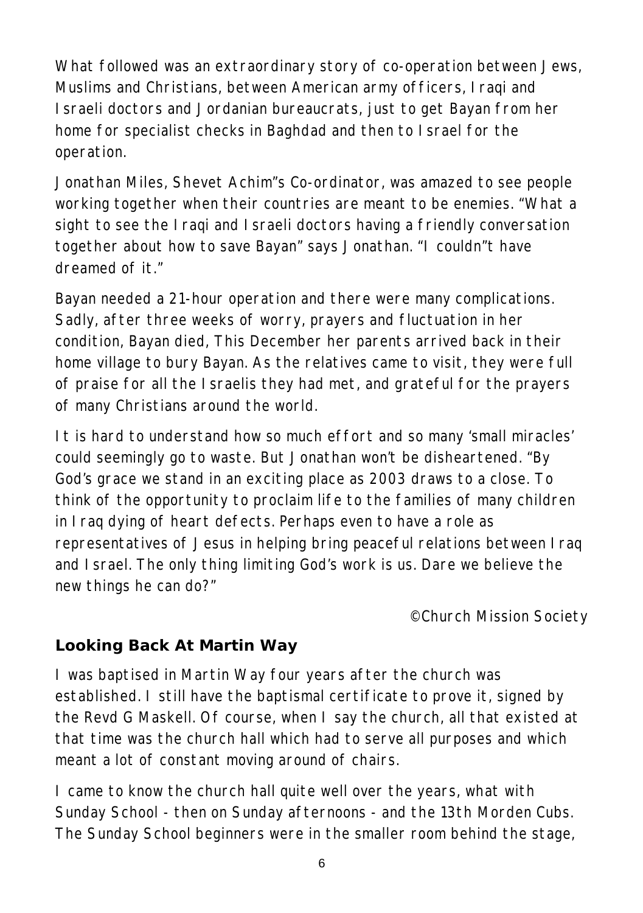What followed was an extraordinary story of co-operation between Jews, Muslims and Christians, between American army officers, Iraqi and Israeli doctors and Jordanian bureaucrats, just to get Bayan from her home for specialist checks in Baghdad and then to Israel for the operation.

Jonathan Miles, Shevet Achim"s Co-ordinator, was amazed to see people working together when their countries are meant to be enemies. "What a sight to see the Iraqi and Israeli doctors having a friendly conversation together about how to save Bayan" says Jonathan. "I couldn"t have dreamed of it."

Bayan needed a 21-hour operation and there were many complications. Sadly, after three weeks of worry, prayers and fluctuation in her condition, Bayan died, This December her parents arrived back in their home village to bury Bayan. As the relatives came to visit, they were full of praise for all the Israelis they had met, and grateful for the prayers of many Christians around the world.

It is hard to understand how so much effort and so many 'small miracles' could seemingly go to waste. But Jonathan won't be disheartened. "By God's grace we stand in an exciting place as 2003 draws to a close. To think of the opportunity to proclaim life to the families of many children in Iraq dying of heart defects. Perhaps even to have a role as representatives of Jesus in helping bring peaceful relations between Iraq and Israel. The only thing limiting God's work is us. Dare we believe the new things he can do?"

©Church Mission Society

## Looking Back At Martin Way

I was baptised in Martin Way four years after the church was established. I still have the baptismal certificate to prove it, signed by the Revd G Maskell. Of course, when I say the church, all that existed at that time was the church hall which had to serve all purposes and which meant a lot of constant moving around of chairs.

I came to know the church hall quite well over the years, what with Sunday School - then on Sunday afternoons - and the 13th Morden Cubs. The Sunday School beginners were in the smaller room behind the stage,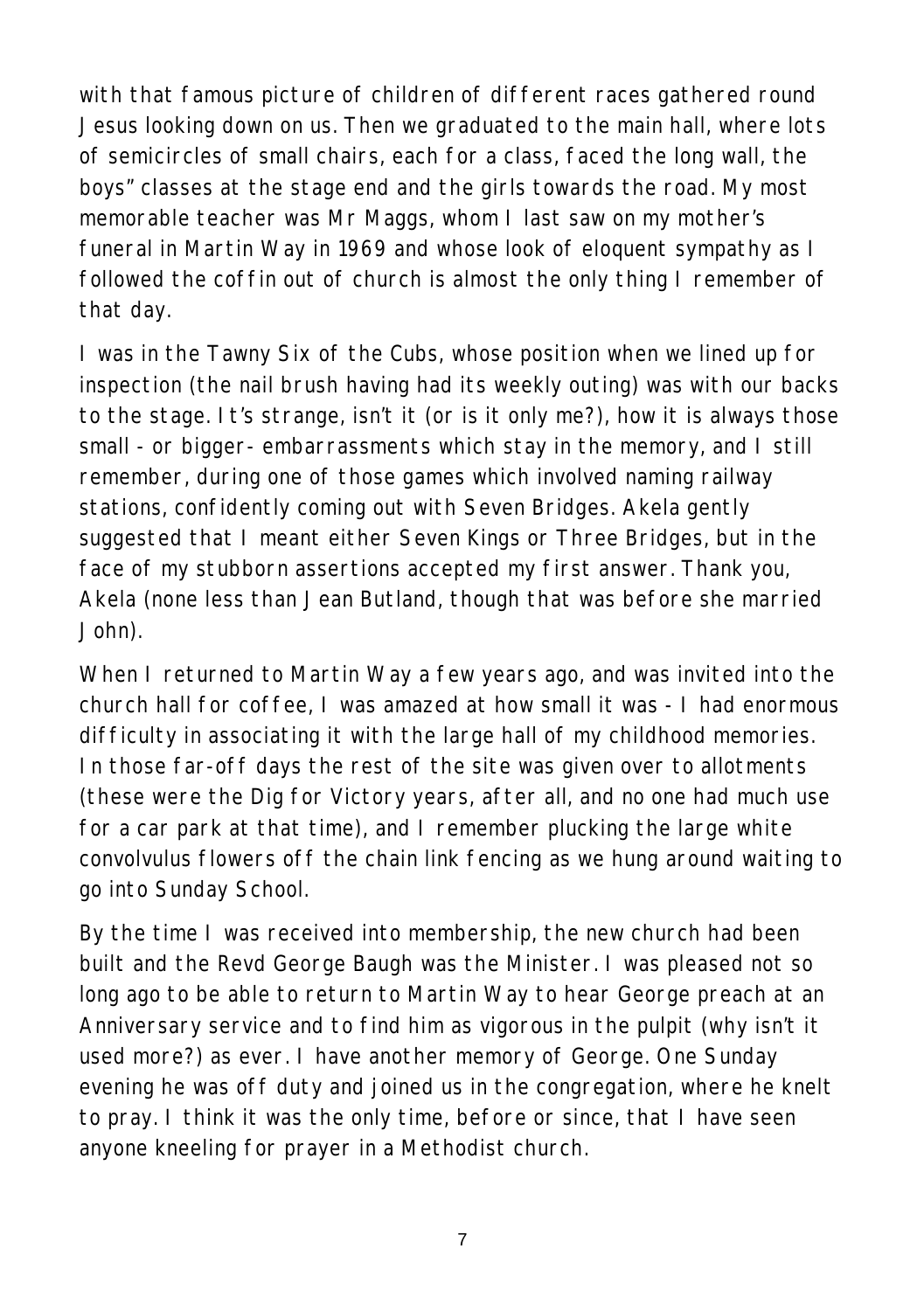with that famous picture of children of different races gathered round Jesus looking down on us. Then we graduated to the main hall, where lots of semicircles of small chairs, each for a class, faced the long wall, the boys" classes at the stage end and the girls towards the road. My most memorable teacher was Mr Maggs, whom I last saw on my mother's funeral in Martin Way in 1969 and whose look of eloquent sympathy as I followed the coffin out of church is almost the only thing I remember of that day.

I was in the Tawny Six of the Cubs, whose position when we lined up for inspection (the nail brush having had its weekly outing) was with our backs to the stage. It's strange, isn't it (or is it only me?), how it is always those small - or bigger- embarrassments which stay in the memory, and I still remember, during one of those games which involved naming railway stations, confidently coming out with Seven Bridges. Akela gently suggested that I meant either Seven Kings or Three Bridges, but in the face of my stubborn assertions accepted my first answer. Thank you, Akela (none less than Jean Butland, though that was before she married John).

When I returned to Martin Way a few years ago, and was invited into the church hall for coffee, I was amazed at how small it was - I had enormous difficulty in associating it with the large hall of my childhood memories. In those far-off days the rest of the site was given over to allotments (these were the Dig for Victory years, after all, and no one had much use for a car park at that time), and I remember plucking the large white convolvulus flowers off the chain link fencing as we hung around waiting to go into Sunday School.

By the time I was received into membership, the new church had been built and the Revd George Baugh was the Minister. I was pleased not so long ago to be able to return to Martin Way to hear George preach at an Anniversary service and to find him as vigorous in the pulpit (why isn't it used more?) as ever. I have another memory of George. One Sunday evening he was off duty and joined us in the congregation, where he knelt to pray. I think it was the only time, before or since, that I have seen anyone kneeling for prayer in a Methodist church.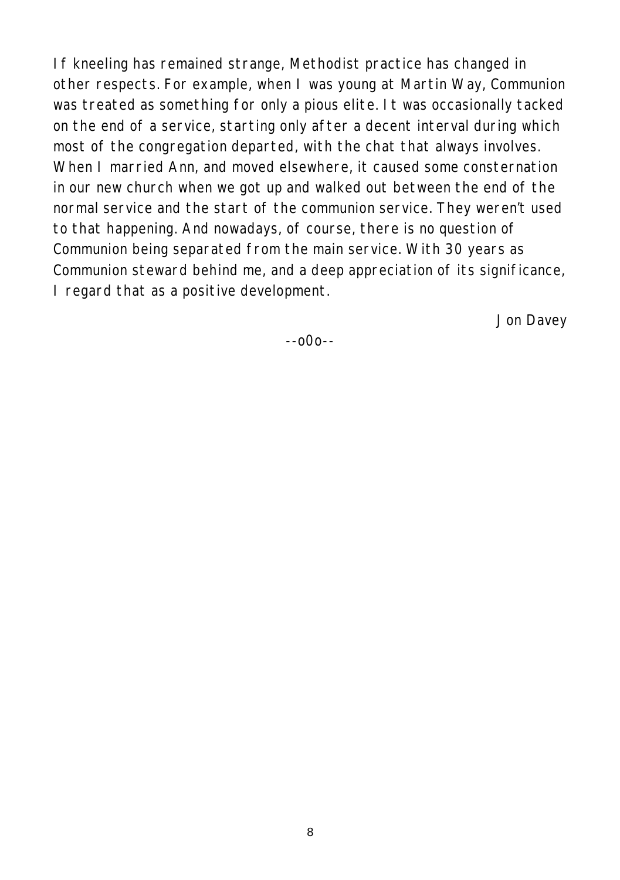If kneeling has remained strange, Methodist practice has changed in other respects. For example, when I was young at Martin Way, Communion was treated as something for only a pious elite. It was occasionally tacked on the end of a service, starting only after a decent interval during which most of the congregation departed, with the chat that always involves. When I married Ann, and moved elsewhere, it caused some consternation in our new church when we got up and walked out between the end of the normal service and the start of the communion service. They weren't used to that happening. And nowadays, of course, there is no question of Communion being separated from the main service. With 30 years as Communion steward behind me, and a deep appreciation of its significance, I regard that as a positive development.

Jon Davey

--o0o--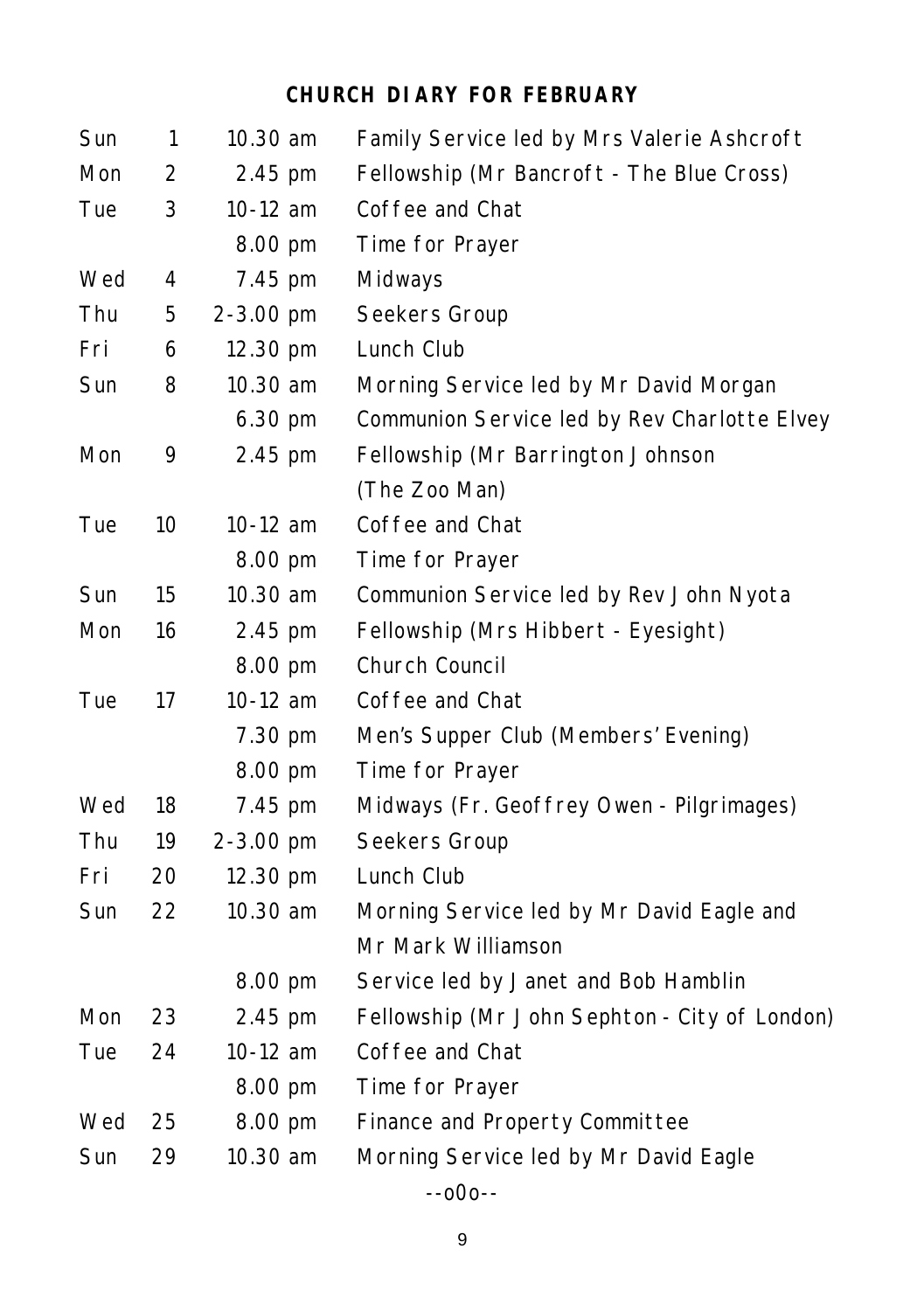## CHURCH DIARY FOR FEBRUARY

| | | | |
|---|---|---|---|
| Sun | 1 | 10.30 am | Family Service led by Mrs Valerie Ashcroft |
| Mon | 2 | 2.45 pm | Fellowship (Mr Bancroft - The Blue Cross) |
| Tue | 3 | 10-12 am | Coffee and Chat |
| | | 8.00 pm | Time for Prayer |
| Wed | 4 | 7.45 pm | Midways |
| Thu | 5 | 2-3.00 pm | Seekers Group |
| Fri | 6 | 12.30 pm | Lunch Club |
| Sun | 8 | 10.30 am | Morning Service led by Mr David Morgan |
| | | 6.30 pm | Communion Service led by Rev Charlotte Elvey |
| Mon | 9 | 2.45 pm | Fellowship (Mr Barrington Johnson (The Zoo Man) |
| Tue | 10 | 10-12 am | Coffee and Chat |
| | | 8.00 pm | Time for Prayer |
| Sun | 15 | 10.30 am | Communion Service led by Rev John Nyota |
| Mon | 16 | 2.45 pm | Fellowship (Mrs Hibbert - Eyesight) |
| | | 8.00 pm | Church Council |
| Tue | 17 | 10-12 am | Coffee and Chat |
| | | 7.30 pm | Men's Supper Club (Members' Evening) |
| | | 8.00 pm | Time for Prayer |
| Wed | 18 | 7.45 pm | Midways (Fr. Geoffrey Owen - Pilgrimages) |
| Thu | 19 | 2-3.00 pm | Seekers Group |
| Fri | 20 | 12.30 pm | Lunch Club |
| Sun | 22 | 10.30 am | Morning Service led by Mr David Eagle and Mr Mark Williamson |
| | | 8.00 pm | Service led by Janet and Bob Hamblin |
| Mon | 23 | 2.45 pm | Fellowship (Mr John Sephton - City of London) |
| Tue | 24 | 10-12 am | Coffee and Chat |
| | | 8.00 pm | Time for Prayer |
| Wed | 25 | 8.00 pm | Finance and Property Committee |
| Sun | 29 | 10.30 am | Morning Service led by Mr David Eagle |

--o0o--